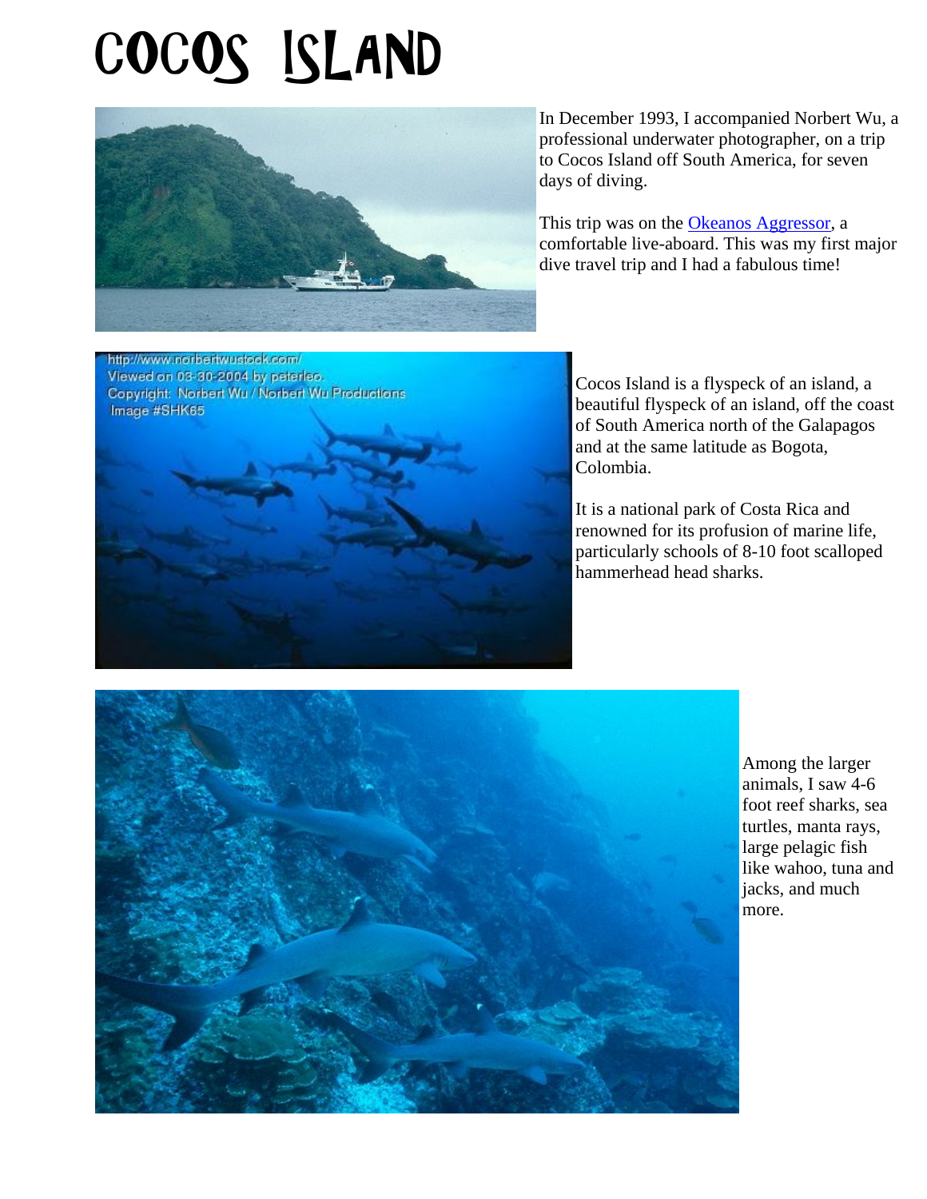# COCOS ISLAND

In December 1993, I accompanied Norbert Wu, a professional underwater photographer, on a trip to Cocos Island off South America, for seven days of diving.

This trip was on the Okeanos Aggressor, a comfortable live-aboard. This was my first major dive travel trip and I had a fabulous time!

Cocos Island is a flyspeck of an island, a beautiful flyspeck of an island, off the coast of South America north of the Galapagos and at the same latitude as Bogota, Colombia.

It is a national park of Costa Rica and renowned for its profusion of marine life, particularly schools of 8-10 foot scalloped hammerhead head sharks.

Among the larger animals, I saw 4-6 foot reef sharks, sea turtles, manta rays, large pelagic fish like wahoo, tuna and jacks, and much more.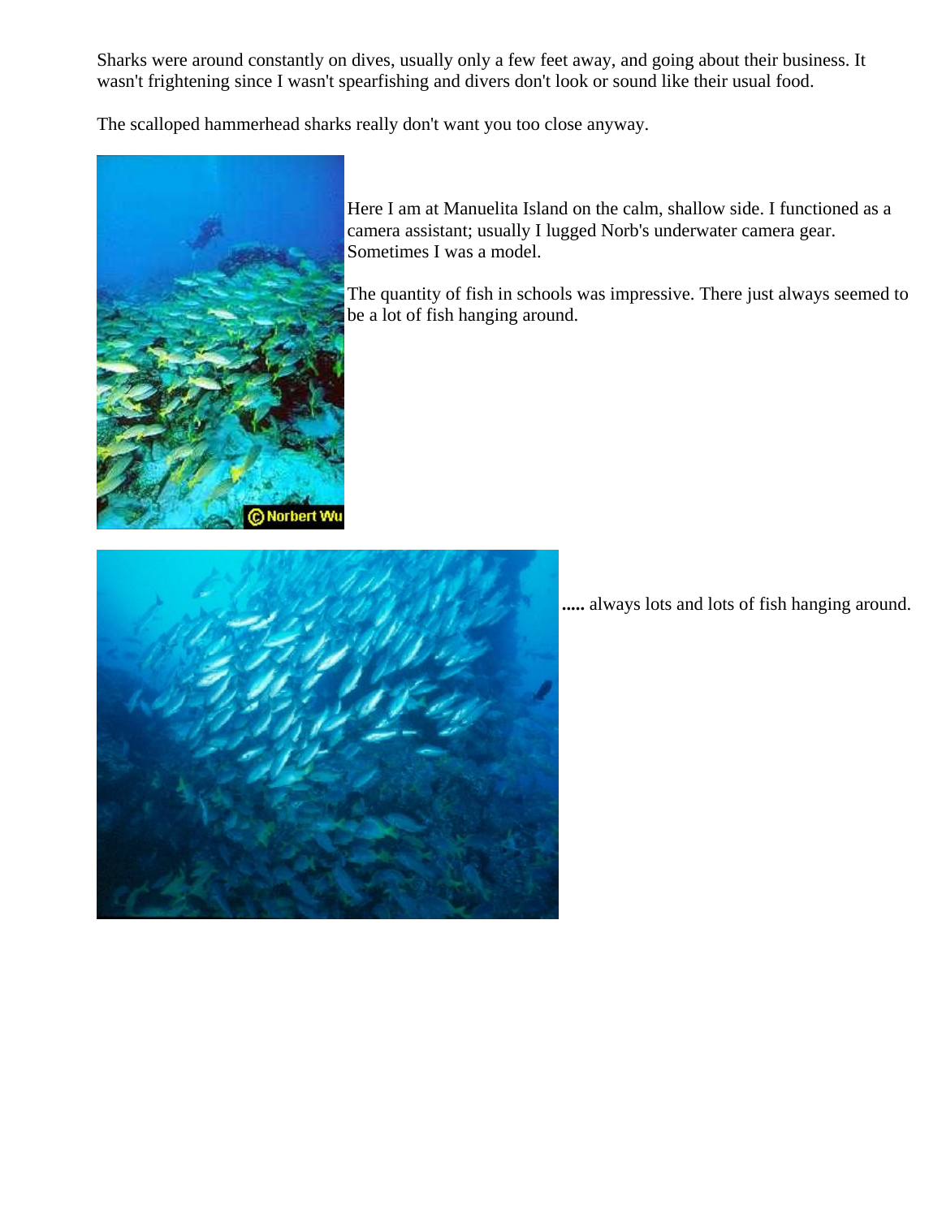Sharks were around constantly on dives, usually only a few feet away, and going about their business. It wasn't frightening since I wasn't spearfishing and divers don't look or sound like their usual food.

The scalloped hammerhead sharks really don't want you too close anyway.

Here I am at Manuelita Island on the calm, shallow side. I functioned as a camera assistant; usually I lugged Norb's underwater camera gear. Sometimes I was a model.

The quantity of fish in schools was impressive. There just always seemed to be a lot of fish hanging around.

**.....** always lots and lots of fish hanging around.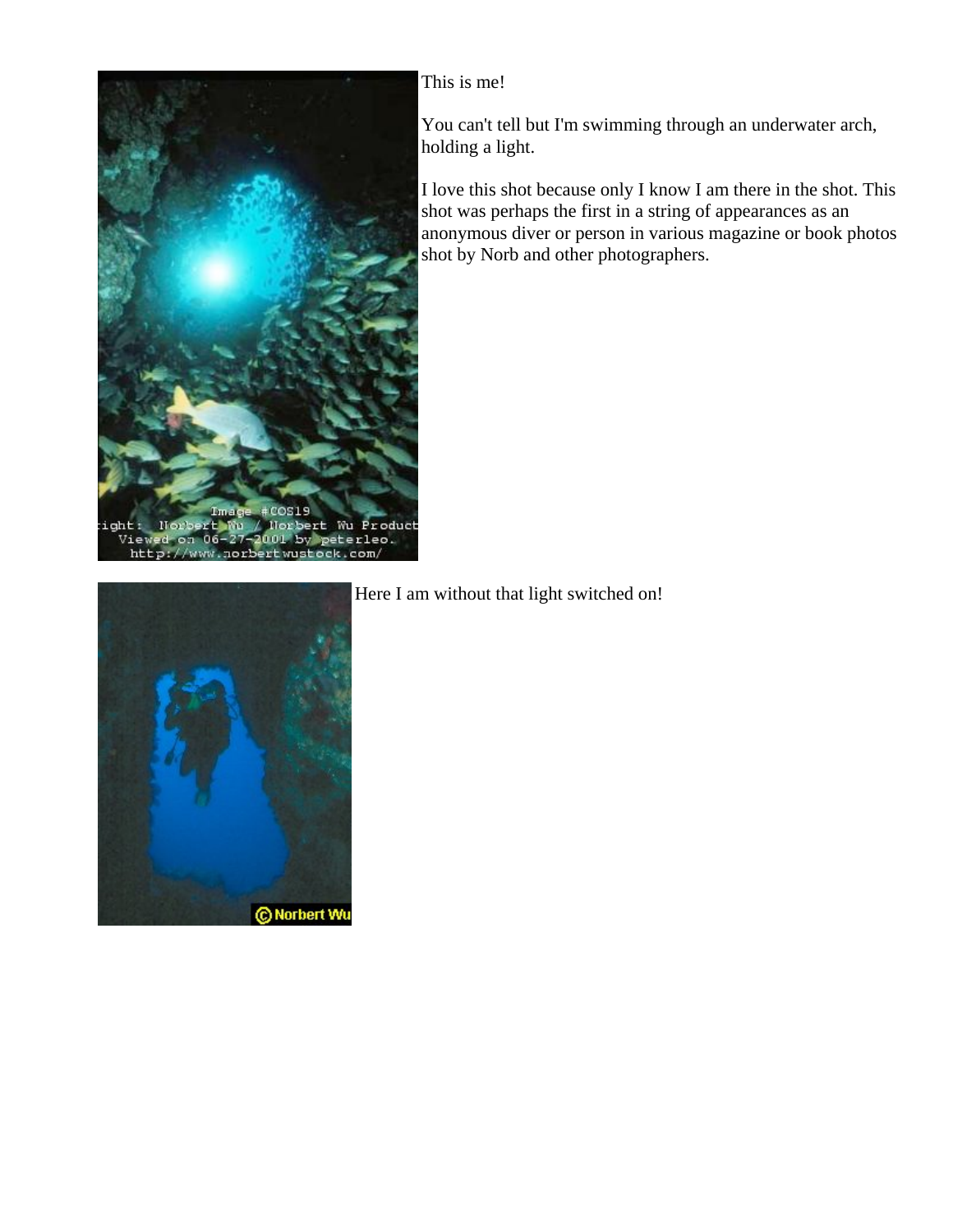This is me!

You can't tell but I'm swimming through an underwater arch, holding a light.

I love this shot because only I know I am there in the shot. This shot was perhaps the first in a string of appearances as an anonymous diver or person in various magazine or book photos shot by Norb and other photographers.

Here I am without that light switched on!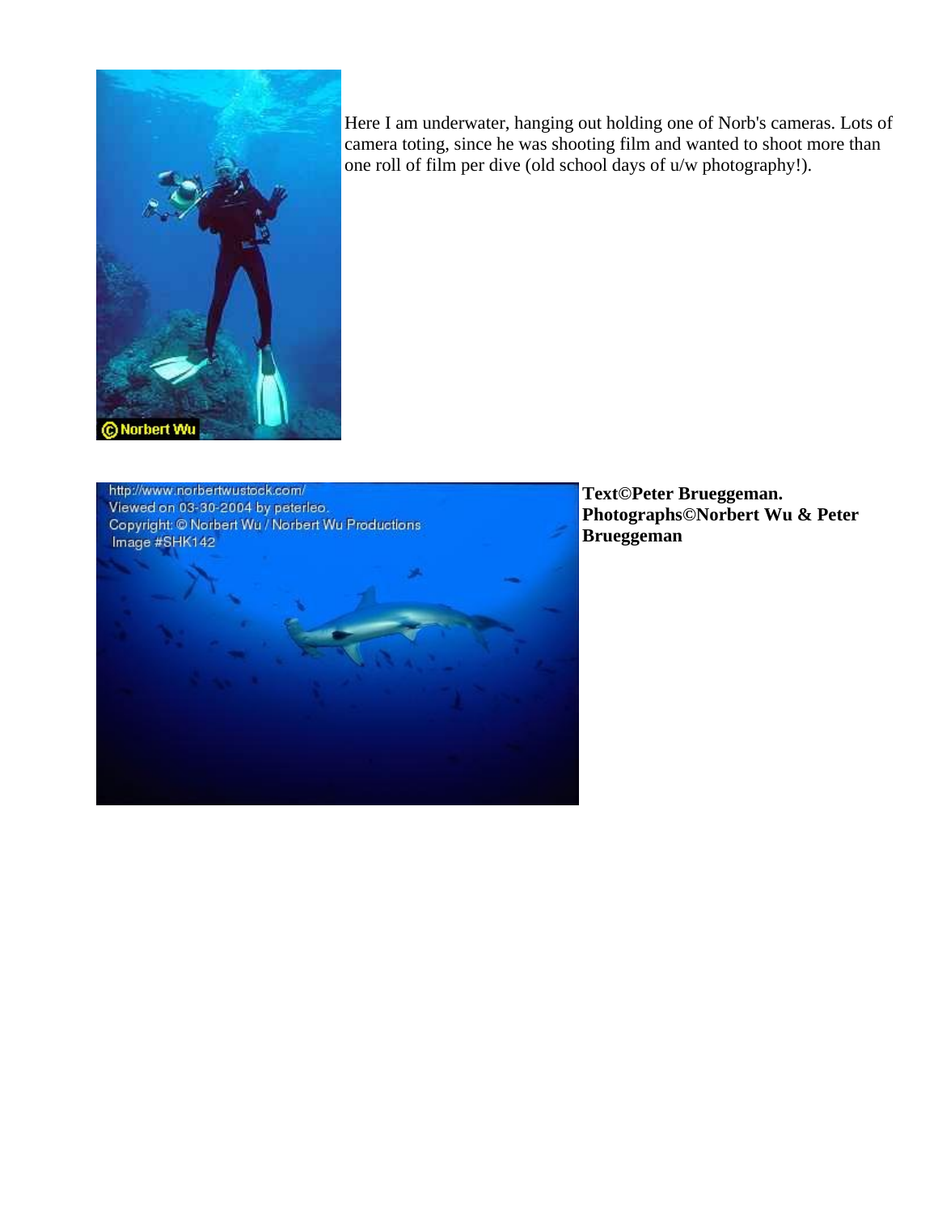Here I am underwater, hanging out holding one of Norb's cameras. Lots of camera toting, since he was shooting film and wanted to shoot more than one roll of film per dive (old school days of u/w photography!).

**Text©Peter Brueggeman. Photographs©Norbert Wu & Peter Brueggeman**